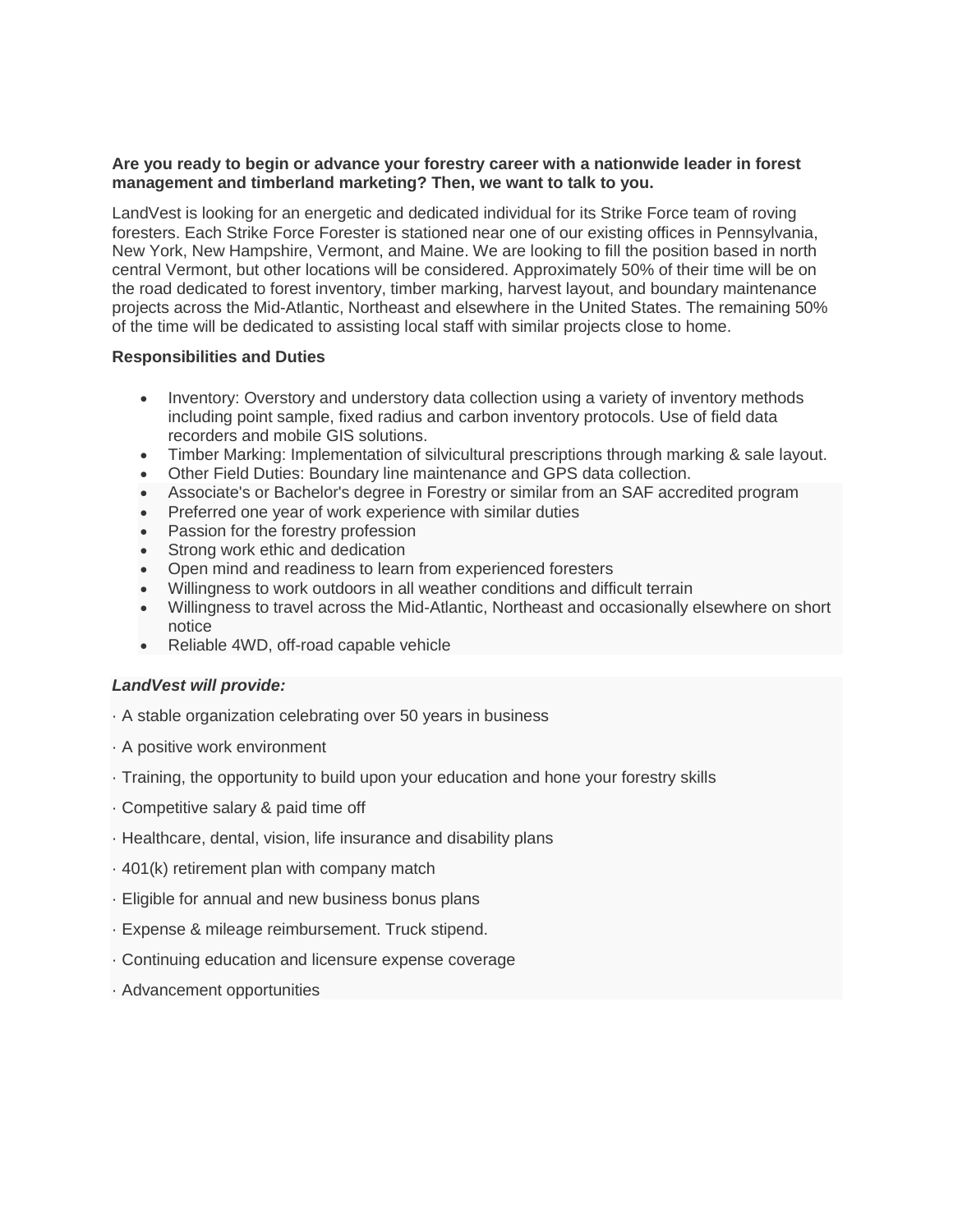**Are you ready to begin or advance your forestry career with a nationwide leader in forest management and timberland marketing? Then, we want to talk to you.**

LandVest is looking for an energetic and dedicated individual for its Strike Force team of roving foresters. Each Strike Force Forester is stationed near one of our existing offices in Pennsylvania, New York, New Hampshire, Vermont, and Maine. We are looking to fill the position based in north central Vermont, but other locations will be considered. Approximately 50% of their time will be on the road dedicated to forest inventory, timber marking, harvest layout, and boundary maintenance projects across the Mid-Atlantic, Northeast and elsewhere in the United States. The remaining 50% of the time will be dedicated to assisting local staff with similar projects close to home.

**Responsibilities and Duties**

- Inventory: Overstory and understory data collection using a variety of inventory methods including point sample, fixed radius and carbon inventory protocols. Use of field data recorders and mobile GIS solutions.
- Timber Marking: Implementation of silvicultural prescriptions through marking & sale layout.
- Other Field Duties: Boundary line maintenance and GPS data collection.
- Associate's or Bachelor's degree in Forestry or similar from an SAF accredited program
- Preferred one year of work experience with similar duties
- Passion for the forestry profession
- Strong work ethic and dedication
- Open mind and readiness to learn from experienced foresters
- Willingness to work outdoors in all weather conditions and difficult terrain
- Willingness to travel across the Mid-Atlantic, Northeast and occasionally elsewhere on short notice
- Reliable 4WD, off-road capable vehicle

***LandVest will provide:***

· A stable organization celebrating over 50 years in business

· A positive work environment

· Training, the opportunity to build upon your education and hone your forestry skills

· Competitive salary & paid time off

· Healthcare, dental, vision, life insurance and disability plans

· 401(k) retirement plan with company match

· Eligible for annual and new business bonus plans

· Expense & mileage reimbursement. Truck stipend.

· Continuing education and licensure expense coverage

· Advancement opportunities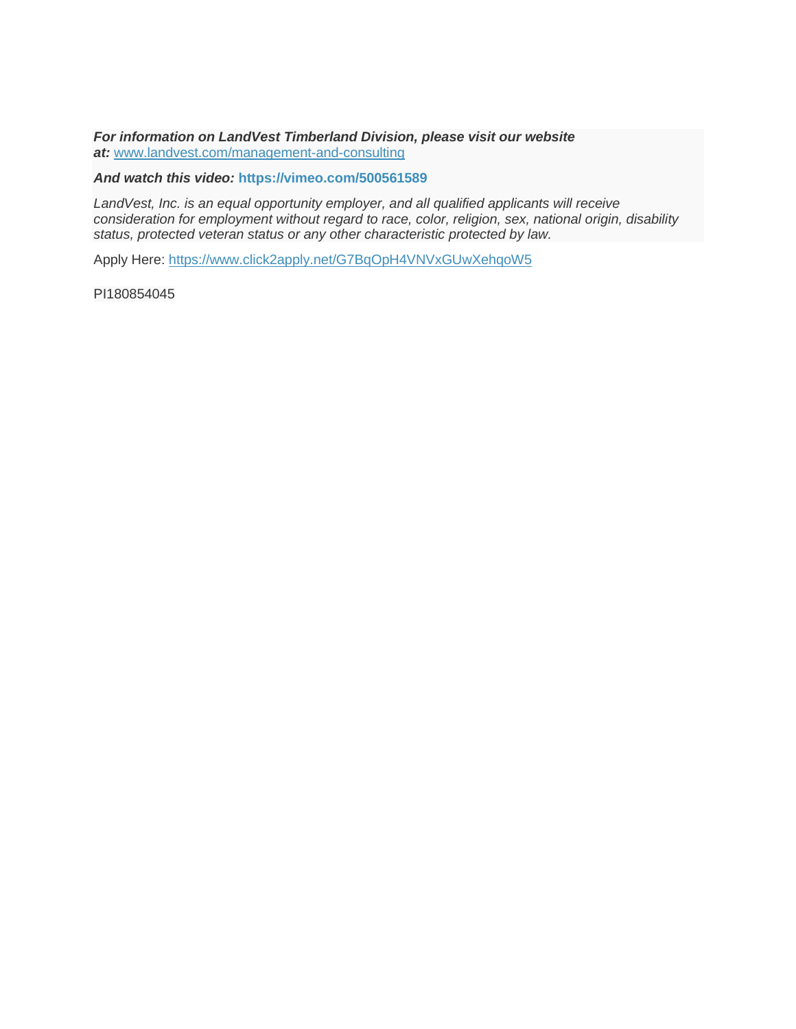***For information on LandVest Timberland Division, please visit our website at:*** www.landvest.com/management-and-consulting

***And watch this video:*** **https://vimeo.com/500561589**

*LandVest, Inc. is an equal opportunity employer, and all qualified applicants will receive consideration for employment without regard to race, color, religion, sex, national origin, disability status, protected veteran status or any other characteristic protected by law.*

Apply Here: https://www.click2apply.net/G7BqOpH4VNVxGUwXehqoW5

PI180854045